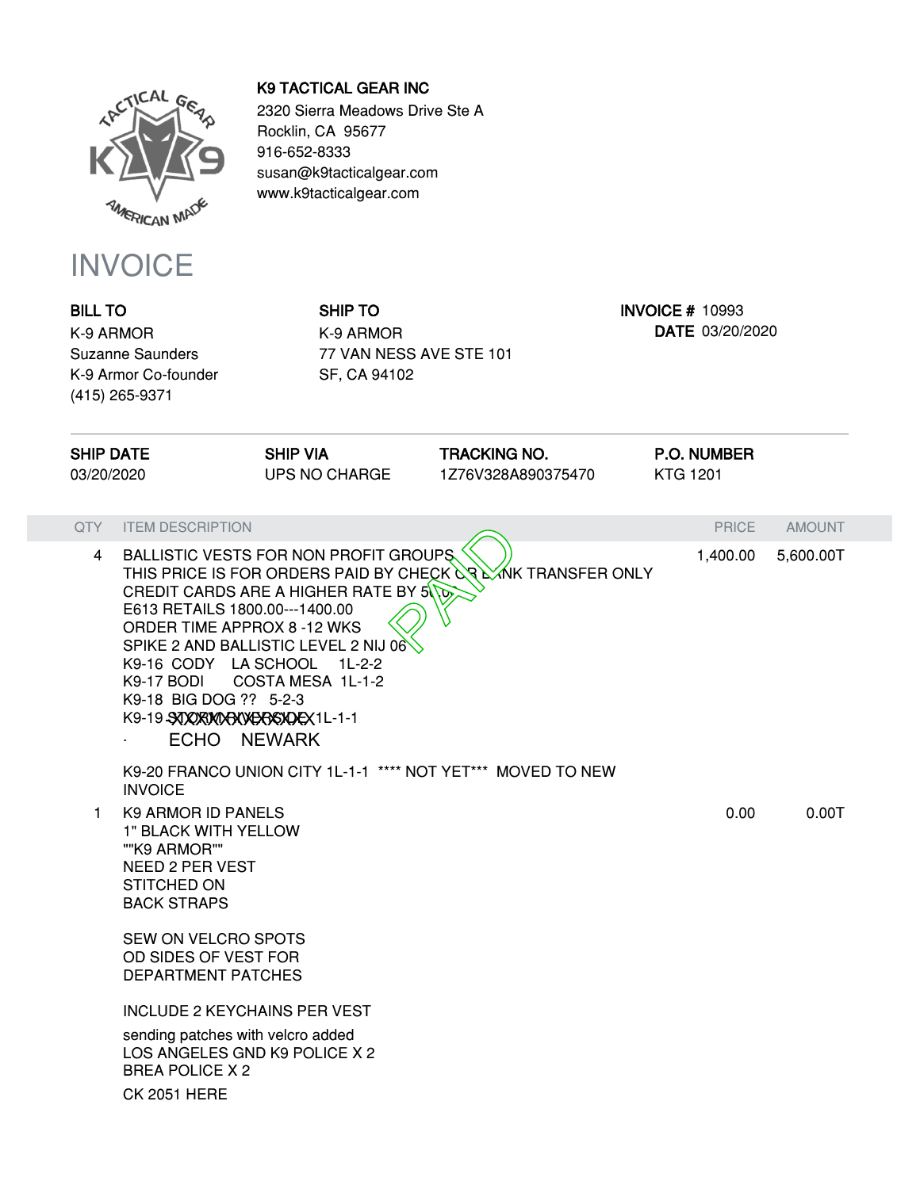**K9 TACTICAL GEAR INC**
2320 Sierra Meadows Drive Ste A
Rocklin, CA 95677
916-652-8333
susan@k9tacticalgear.com
www.k9tacticalgear.com

# INVOICE

**BILL TO**
K-9 ARMOR
Suzanne Saunders
K-9 Armor Co-founder
(415) 265-9371

**SHIP TO**
K-9 ARMOR
77 VAN NESS AVE STE 101
SF, CA 94102

**INVOICE #** 10993
**DATE** 03/20/2020

| SHIP DATE | SHIP VIA | TRACKING NO. | P.O. NUMBER |
|---|---|---|---|
| 03/20/2020 | UPS NO CHARGE | 1Z76V328A890375470 | KTG 1201 |

| QTY | ITEM DESCRIPTION | PRICE | AMOUNT |
|---|---|---|---|
| 4 | BALLISTIC VESTS FOR NON PROFIT GROUPS<br>THIS PRICE IS FOR ORDERS PAID BY CHECK OR BANK TRANSFER ONLY<br>CREDIT CARDS ARE A HIGHER RATE BY 5%<br>E613 RETAILS 1800.00---1400.00<br>ORDER TIME APPROX 8 -12 WKS<br>SPIKE 2 AND BALLISTIC LEVEL 2 NIJ 06<br>K9-16 CODY LA SCHOOL 1L-2-2<br>K9-17 BODI COSTA MESA 1L-1-2<br>K9-18 BIG DOG ?? 5-2-3<br>K9-19 ~~XXXXXXXXXXXX~~ 1L-1-1<br>· ECHO NEWARK<br><br>K9-20 FRANCO UNION CITY 1L-1-1 **** NOT YET*** MOVED TO NEW INVOICE | 1,400.00 | 5,600.00T |
| 1 | K9 ARMOR ID PANELS<br>1" BLACK WITH YELLOW<br>""K9 ARMOR""<br>NEED 2 PER VEST<br>STITCHED ON<br>BACK STRAPS<br><br>SEW ON VELCRO SPOTS<br>OD SIDES OF VEST FOR<br>DEPARTMENT PATCHES<br><br>INCLUDE 2 KEYCHAINS PER VEST<br>sending patches with velcro added<br>LOS ANGELES GND K9 POLICE X 2<br>BREA POLICE X 2<br>CK 2051 HERE | 0.00 | 0.00T |

PAID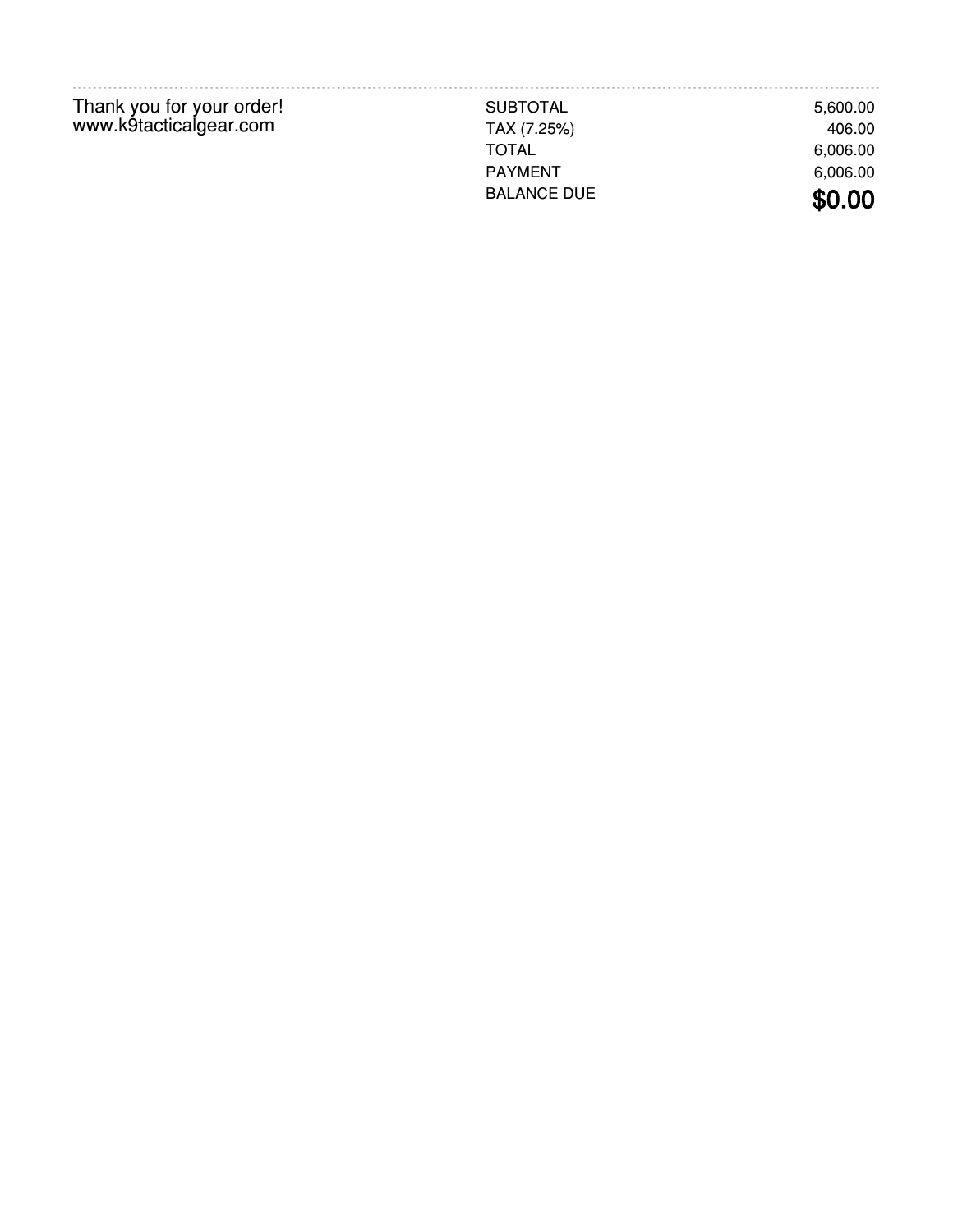Thank you for your order!
www.k9tacticalgear.com

| | |
|---|---|
| SUBTOTAL | 5,600.00 |
| TAX (7.25%) | 406.00 |
| TOTAL | 6,006.00 |
| PAYMENT | 6,006.00 |
| BALANCE DUE | **$0.00** |